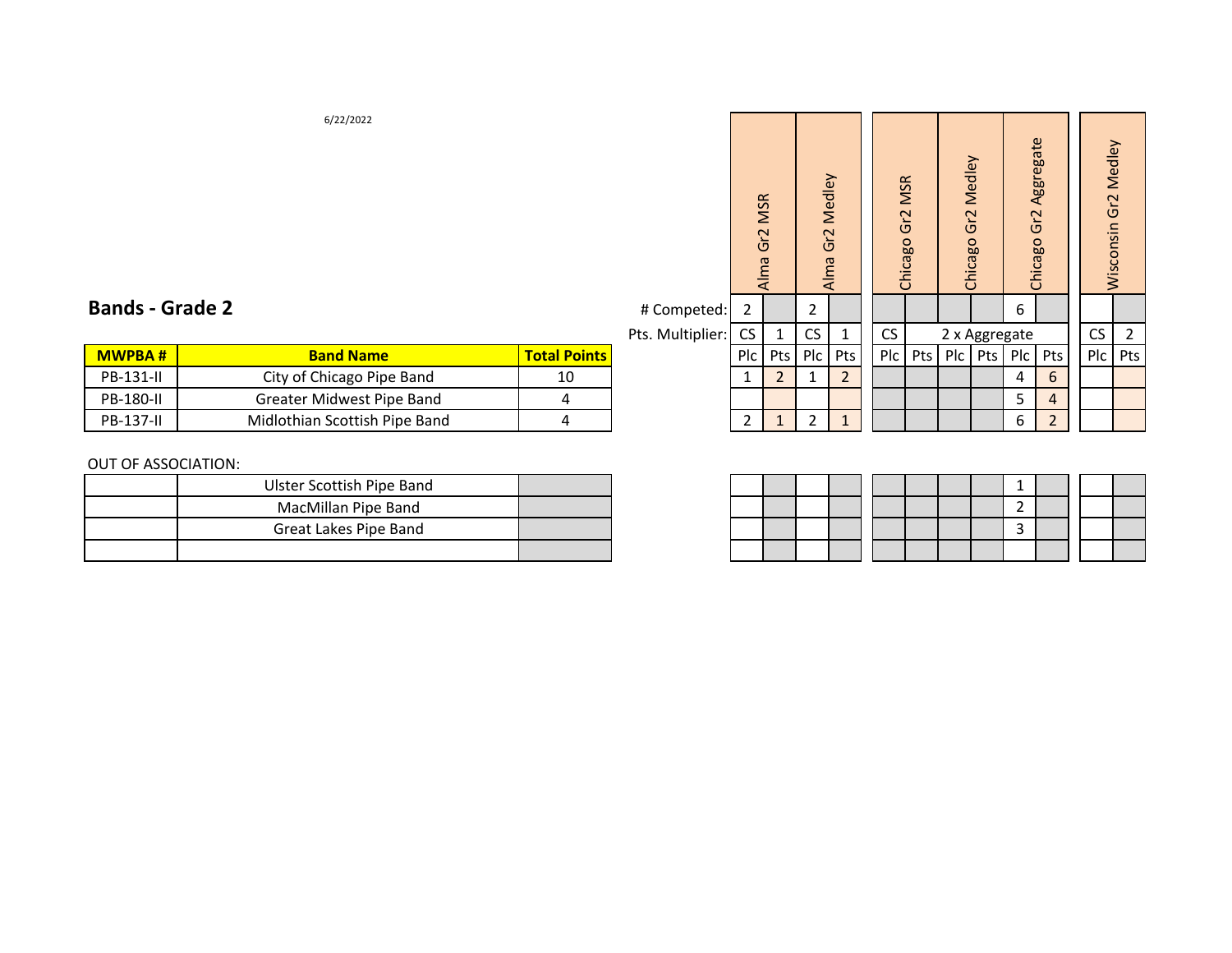6/22/2022

## Bands - Grade 2

| MWPBA # | Band Name | Total Points | Alma Gr2 MSR Plc | Alma Gr2 MSR Pts | Alma Gr2 Medley Plc | Alma Gr2 Medley Pts | Chicago Gr2 MSR Plc | Chicago Gr2 MSR Pts | Chicago Gr2 Medley Plc | Chicago Gr2 Medley Pts | Chicago Gr2 Aggregate Plc | Chicago Gr2 Aggregate Pts | Wisconsin Gr2 Medley Plc | Wisconsin Gr2 Medley Pts |
|---|---|---|---|---|---|---|---|---|---|---|---|---|---|---|
| | | # Competed: | 2 | | 2 | | | | | | 6 | | | |
| | | Pts. Multiplier: | CS | 1 | CS | 1 | CS | 2 x Aggregate | | | | | CS | 2 |
| PB-131-II | City of Chicago Pipe Band | 10 | 1 | 2 | 1 | 2 | | | | | 4 | 6 | | |
| PB-180-II | Greater Midwest Pipe Band | 4 | | | | | | | | | 5 | 4 | | |
| PB-137-II | Midlothian Scottish Pipe Band | 4 | 2 | 1 | 2 | 1 | | | | | 6 | 2 | | |

OUT OF ASSOCIATION:

| MWPBA # | Band Name | Total Points | Alma Gr2 MSR Plc | Alma Gr2 MSR Pts | Alma Gr2 Medley Plc | Alma Gr2 Medley Pts | Chicago Gr2 MSR Plc | Chicago Gr2 MSR Pts | Chicago Gr2 Medley Plc | Chicago Gr2 Medley Pts | Chicago Gr2 Aggregate Plc | Chicago Gr2 Aggregate Pts | Wisconsin Gr2 Medley Plc | Wisconsin Gr2 Medley Pts |
|---|---|---|---|---|---|---|---|---|---|---|---|---|---|---|
| | Ulster Scottish Pipe Band | | | | | | | | | | 1 | | | |
| | MacMillan Pipe Band | | | | | | | | | | 2 | | | |
| | Great Lakes Pipe Band | | | | | | | | | | 3 | | | |
| | | | | | | | | | | | | | | |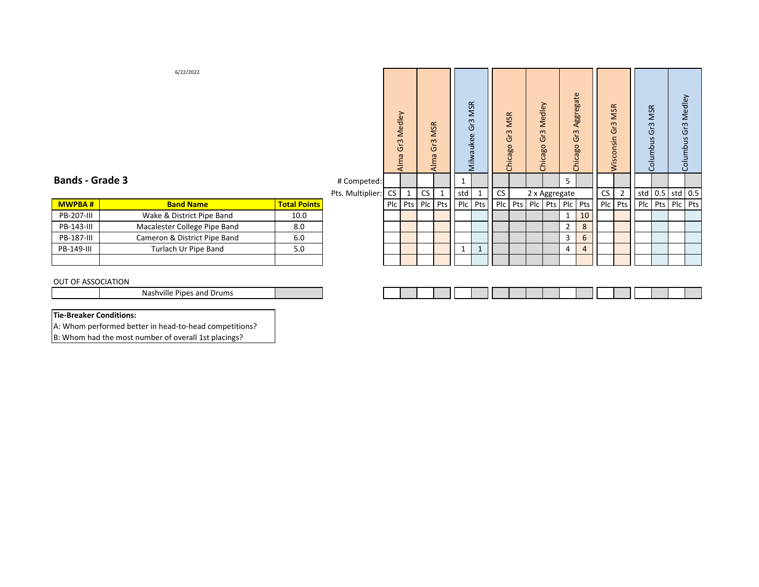6/22/2022

## Bands - Grade 3

| MWPBA # | Band Name | Total Points | | Alma Gr3 Medley | | Alma Gr3 MSR | | Milwaukee Gr3 MSR | | Chicago Gr3 MSR | | Chicago Gr3 Medley | | Chicago Gr3 Aggregate | | Wisconsin Gr3 MSR | | Columbus Gr3 MSR | | Columbus Gr3 Medley | |
|---|---|---|---|---|---|---|---|---|---|---|---|---|---|---|---|---|---|---|---|---|---|
| | | | # Competed: | | | | | 1 | | | | | | 5 | | | | | | | |
| | | | Pts. Multiplier: | CS | 1 | CS | 1 | std | 1 | CS | 2 x Aggregate | | | | | CS | 2 | std | 0.5 | std | 0.5 |
| | | | | Plc | Pts | Plc | Pts | Plc | Pts | Plc | Pts | Plc | Pts | Plc | Pts | Plc | Pts | Plc | Pts | Plc | Pts |
| PB-207-III | Wake & District Pipe Band | 10.0 | | | | | | | | | | | | 1 | 10 | | | | | | |
| PB-143-III | Macalester College Pipe Band | 8.0 | | | | | | | | | | | | 2 | 8 | | | | | | |
| PB-187-III | Cameron & District Pipe Band | 6.0 | | | | | | | | | | | | 3 | 6 | | | | | | |
| PB-149-III | Turlach Ur Pipe Band | 5.0 | | | | | | 1 | 1 | | | | | 4 | 4 | | | | | | |
| | | | | | | | | | | | | | | | | | | | | | |

OUT OF ASSOCIATION

| | Band Name | | | | | | | | | | | | | | | | | | | | |
|---|---|---|---|---|---|---|---|---|---|---|---|---|---|---|---|---|---|---|---|---|---|
| | Nashville Pipes and Drums | | | | | | | | | | | | | | | | | | | | |

**Tie-Breaker Conditions:**

A: Whom performed better in head-to-head competitions?

B: Whom had the most number of overall 1st placings?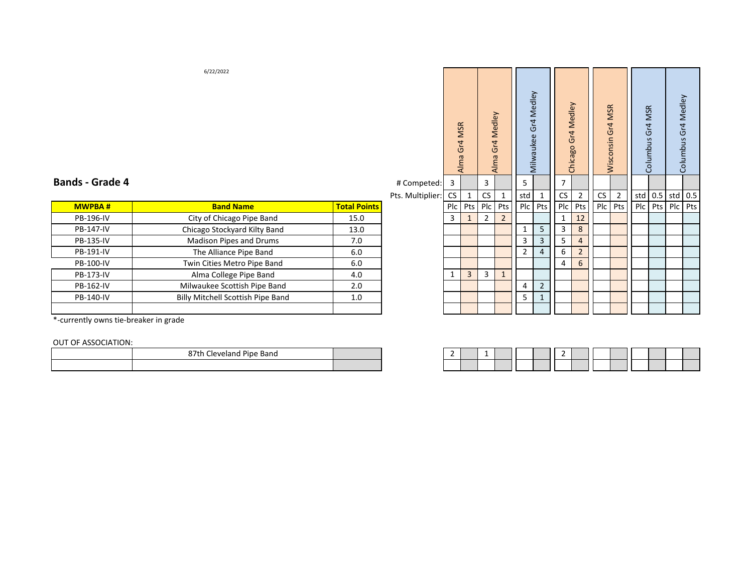6/22/2022

## Bands - Grade 4

| MWPBA # | Band Name | Total Points | | Alma Gr4 MSR | | Alma Gr4 Medley | | Milwaukee Gr4 Medley | | Chicago Gr4 Medley | | Wisconsin Gr4 MSR | | Columbus Gr4 MSR | | Columbus Gr4 Medley | |
|---|---|---|---|---|---|---|---|---|---|---|---|---|---|---|---|---|---|
| | | | # Competed: | 3 | | 3 | | 5 | | 7 | | | | | | | |
| | | | Pts. Multiplier: | CS | 1 | CS | 1 | std | 1 | CS | 2 | CS | 2 | std | 0.5 | std | 0.5 |
| | | | | Plc | Pts | Plc | Pts | Plc | Pts | Plc | Pts | Plc | Pts | Plc | Pts | Plc | Pts |
| PB-196-IV | City of Chicago Pipe Band | 15.0 | | 3 | 1 | 2 | 2 | | | 1 | 12 | | | | | | |
| PB-147-IV | Chicago Stockyard Kilty Band | 13.0 | | | | | | 1 | 5 | 3 | 8 | | | | | | |
| PB-135-IV | Madison Pipes and Drums | 7.0 | | | | | | 3 | 3 | 5 | 4 | | | | | | |
| PB-191-IV | The Alliance Pipe Band | 6.0 | | | | | | 2 | 4 | 6 | 2 | | | | | | |
| PB-100-IV | Twin Cities Metro Pipe Band | 6.0 | | | | | | | | 4 | 6 | | | | | | |
| PB-173-IV | Alma College Pipe Band | 4.0 | | 1 | 3 | 3 | 1 | | | | | | | | | | |
| PB-162-IV | Milwaukee Scottish Pipe Band | 2.0 | | | | | | 4 | 2 | | | | | | | | |
| PB-140-IV | Billy Mitchell Scottish Pipe Band | 1.0 | | | | | | 5 | 1 | | | | | | | | |

*-currently owns tie-breaker in grade

OUT OF ASSOCIATION:

| | Band Name | | Alma Gr4 MSR Plc | Alma Gr4 MSR Pts | Alma Gr4 Medley Plc | Alma Gr4 Medley Pts | Milwaukee Gr4 Medley Plc | Milwaukee Gr4 Medley Pts | Chicago Gr4 Medley Plc | Chicago Gr4 Medley Pts | Wisconsin Gr4 MSR Plc | Wisconsin Gr4 MSR Pts | Columbus Gr4 MSR Plc | Columbus Gr4 MSR Pts | Columbus Gr4 Medley Plc | Columbus Gr4 Medley Pts |
|---|---|---|---|---|---|---|---|---|---|---|---|---|---|---|---|---|
| | 87th Cleveland Pipe Band | | 2 | | 1 | | | | 2 | | | | | | | |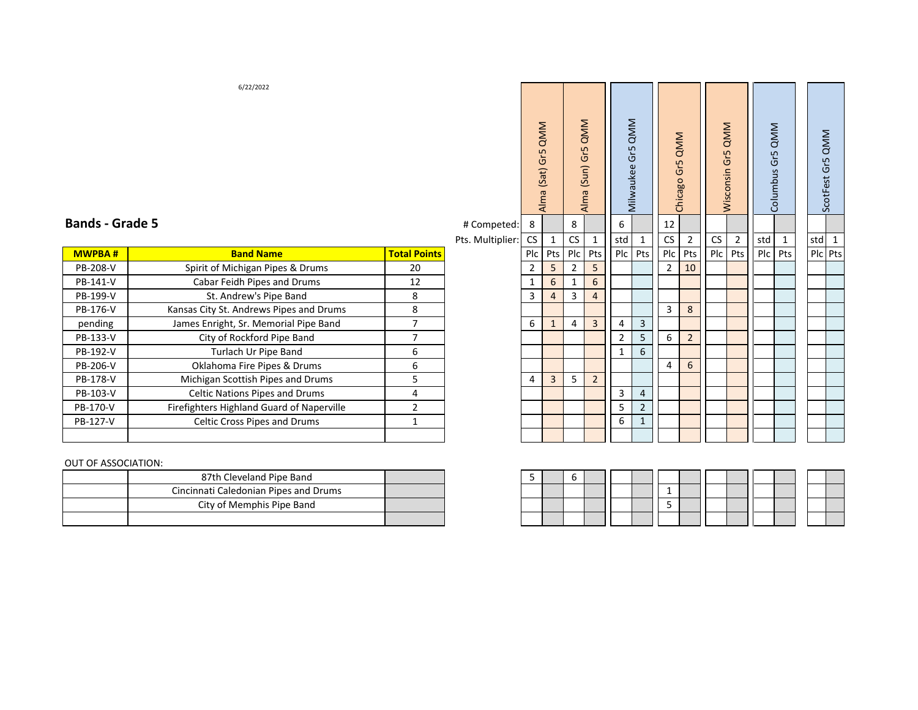6/22/2022

## Bands - Grade 5

| MWPBA # | Band Name | Total Points | Alma (Sat) Gr5 QMM | | Alma (Sun) Gr5 QMM | | Milwaukee Gr5 QMM | | Chicago Gr5 QMM | | Wisconsin Gr5 QMM | | Columbus Gr5 QMM | | ScotFest Gr5 QMM | |
|---|---|---|---|---|---|---|---|---|---|---|---|---|---|---|---|---|
| | | # Competed: | 8 | | 8 | | 6 | | 12 | | | | | | | |
| | | Pts. Multiplier: | CS | 1 | CS | 1 | std | 1 | CS | 2 | CS | 2 | std | 1 | std | 1 |
| | | | Plc | Pts | Plc | Pts | Plc | Pts | Plc | Pts | Plc | Pts | Plc | Pts | Plc | Pts |
| PB-208-V | Spirit of Michigan Pipes & Drums | 20 | 2 | 5 | 2 | 5 | | | 2 | 10 | | | | | | |
| PB-141-V | Cabar Feidh Pipes and Drums | 12 | 1 | 6 | 1 | 6 | | | | | | | | | | |
| PB-199-V | St. Andrew's Pipe Band | 8 | 3 | 4 | 3 | 4 | | | | | | | | | | |
| PB-176-V | Kansas City St. Andrews Pipes and Drums | 8 | | | | | | | 3 | 8 | | | | | | |
| pending | James Enright, Sr. Memorial Pipe Band | 7 | 6 | 1 | 4 | 3 | 4 | 3 | | | | | | | | |
| PB-133-V | City of Rockford Pipe Band | 7 | | | | | 2 | 5 | 6 | 2 | | | | | | |
| PB-192-V | Turlach Ur Pipe Band | 6 | | | | | 1 | 6 | | | | | | | | |
| PB-206-V | Oklahoma Fire Pipes & Drums | 6 | | | | | | | 4 | 6 | | | | | | |
| PB-178-V | Michigan Scottish Pipes and Drums | 5 | 4 | 3 | 5 | 2 | | | | | | | | | | |
| PB-103-V | Celtic Nations Pipes and Drums | 4 | | | | | 3 | 4 | | | | | | | | |
| PB-170-V | Firefighters Highland Guard of Naperville | 2 | | | | | 5 | 2 | | | | | | | | |
| PB-127-V | Celtic Cross Pipes and Drums | 1 | | | | | 6 | 1 | | | | | | | | |
| | | | | | | | | | | | | | | | | |

OUT OF ASSOCIATION:

| | Band Name | Total Points | Alma (Sat) Plc | Alma (Sat) Pts | Alma (Sun) Plc | Alma (Sun) Pts | Milwaukee Plc | Milwaukee Pts | Chicago Plc | Chicago Pts | Wisconsin Plc | Wisconsin Pts | Columbus Plc | Columbus Pts | ScotFest Plc | ScotFest Pts |
|---|---|---|---|---|---|---|---|---|---|---|---|---|---|---|---|---|
| | 87th Cleveland Pipe Band | | 5 | | 6 | | | | | | | | | | | |
| | Cincinnati Caledonian Pipes and Drums | | | | | | | | 1 | | | | | | | |
| | City of Memphis Pipe Band | | | | | | | | 5 | | | | | | | |
| | | | | | | | | | | | | | | | | |